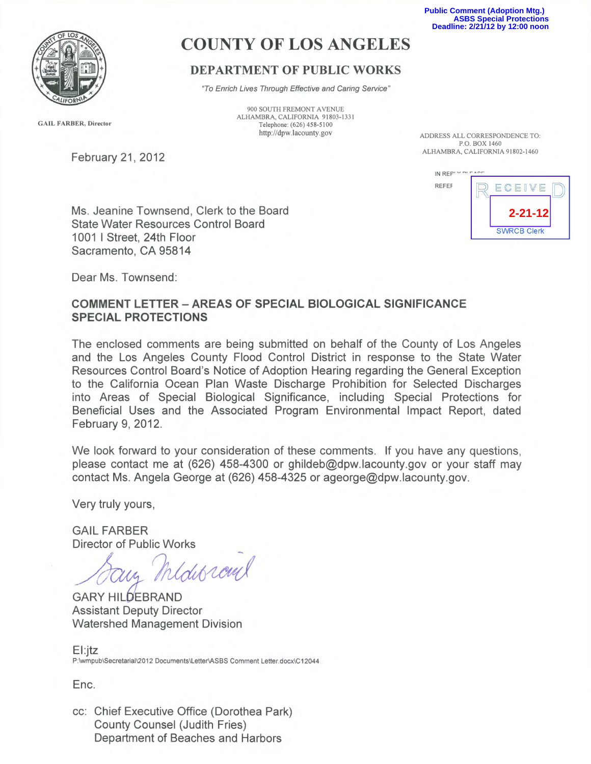Public Comment (Adoption Mtg.)
ASBS Special Protections
Deadline: 2/21/12 by 12:00 noon

# COUNTY OF LOS ANGELES

## DEPARTMENT OF PUBLIC WORKS

*"To Enrich Lives Through Effective and Caring Service"*

900 SOUTH FREMONT AVENUE
ALHAMBRA, CALIFORNIA 91803-1331
Telephone: (626) 458-5100
http://dpw.lacounty.gov

GAIL FARBER, Director

ADDRESS ALL CORRESPONDENCE TO:
P.O. BOX 1460
ALHAMBRA, CALIFORNIA 91802-1460

IN REPLY PLEASE
REFER

RECEIVED
2-21-12
SWRCB Clerk

February 21, 2012

Ms. Jeanine Townsend, Clerk to the Board
State Water Resources Control Board
1001 I Street, 24th Floor
Sacramento, CA 95814

Dear Ms. Townsend:

**COMMENT LETTER – AREAS OF SPECIAL BIOLOGICAL SIGNIFICANCE SPECIAL PROTECTIONS**

The enclosed comments are being submitted on behalf of the County of Los Angeles and the Los Angeles County Flood Control District in response to the State Water Resources Control Board's Notice of Adoption Hearing regarding the General Exception to the California Ocean Plan Waste Discharge Prohibition for Selected Discharges into Areas of Special Biological Significance, including Special Protections for Beneficial Uses and the Associated Program Environmental Impact Report, dated February 9, 2012.

We look forward to your consideration of these comments. If you have any questions, please contact me at (626) 458-4300 or ghildeb@dpw.lacounty.gov or your staff may contact Ms. Angela George at (626) 458-4325 or ageorge@dpw.lacounty.gov.

Very truly yours,

GAIL FARBER
Director of Public Works

Gary Hildebrand

GARY HILDEBRAND
Assistant Deputy Director
Watershed Management Division

EI:jtz
P:\wmpub\Secretarial\2012 Documents\Letter\ASBS Comment Letter.docx\C12044

Enc.

cc: Chief Executive Office (Dorothea Park)
County Counsel (Judith Fries)
Department of Beaches and Harbors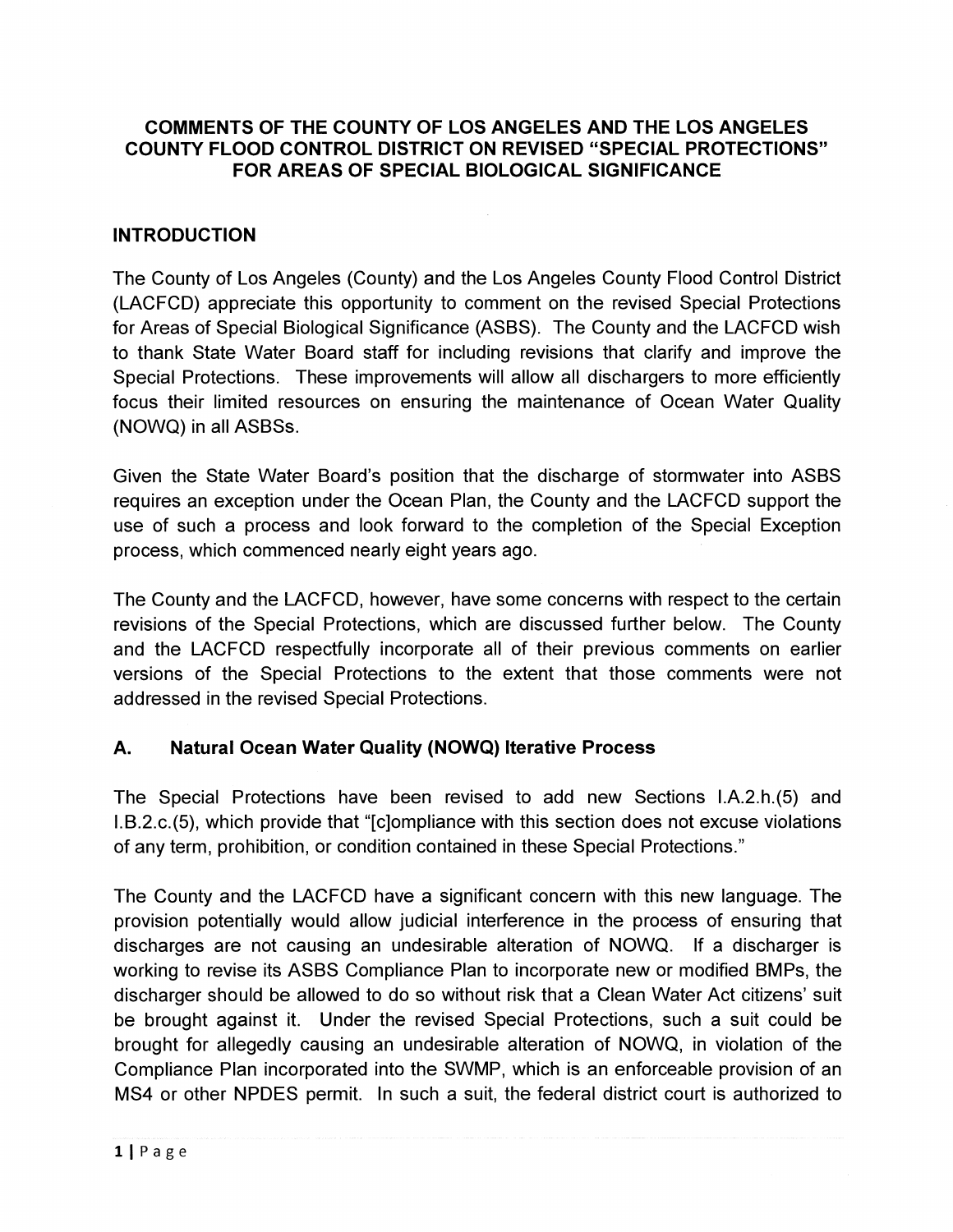# COMMENTS OF THE COUNTY OF LOS ANGELES AND THE LOS ANGELES COUNTY FLOOD CONTROL DISTRICT ON REVISED "SPECIAL PROTECTIONS" FOR AREAS OF SPECIAL BIOLOGICAL SIGNIFICANCE

## INTRODUCTION

The County of Los Angeles (County) and the Los Angeles County Flood Control District (LACFCD) appreciate this opportunity to comment on the revised Special Protections for Areas of Special Biological Significance (ASBS). The County and the LACFCD wish to thank State Water Board staff for including revisions that clarify and improve the Special Protections. These improvements will allow all dischargers to more efficiently focus their limited resources on ensuring the maintenance of Ocean Water Quality (NOWQ) in all ASBSs.

Given the State Water Board's position that the discharge of stormwater into ASBS requires an exception under the Ocean Plan, the County and the LACFCD support the use of such a process and look forward to the completion of the Special Exception process, which commenced nearly eight years ago.

The County and the LACFCD, however, have some concerns with respect to the certain revisions of the Special Protections, which are discussed further below. The County and the LACFCD respectfully incorporate all of their previous comments on earlier versions of the Special Protections to the extent that those comments were not addressed in the revised Special Protections.

## A. Natural Ocean Water Quality (NOWQ) Iterative Process

The Special Protections have been revised to add new Sections I.A.2.h.(5) and I.B.2.c.(5), which provide that "[c]ompliance with this section does not excuse violations of any term, prohibition, or condition contained in these Special Protections."

The County and the LACFCD have a significant concern with this new language. The provision potentially would allow judicial interference in the process of ensuring that discharges are not causing an undesirable alteration of NOWQ. If a discharger is working to revise its ASBS Compliance Plan to incorporate new or modified BMPs, the discharger should be allowed to do so without risk that a Clean Water Act citizens' suit be brought against it. Under the revised Special Protections, such a suit could be brought for allegedly causing an undesirable alteration of NOWQ, in violation of the Compliance Plan incorporated into the SWMP, which is an enforceable provision of an MS4 or other NPDES permit. In such a suit, the federal district court is authorized to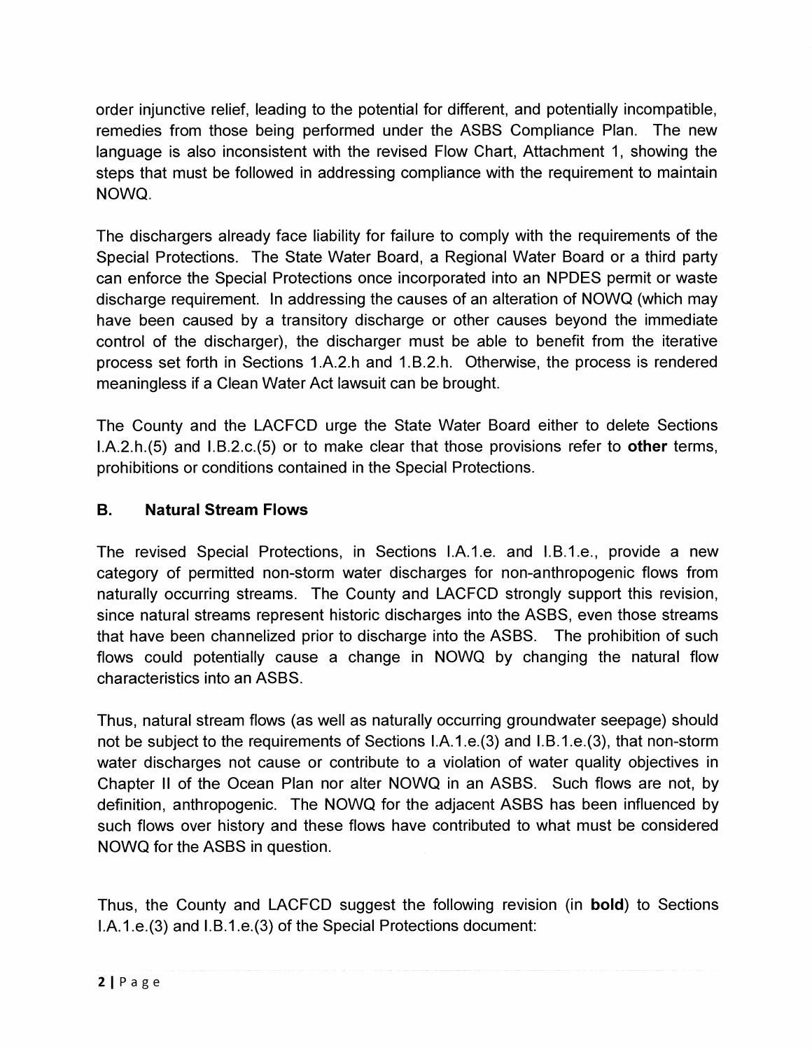order injunctive relief, leading to the potential for different, and potentially incompatible, remedies from those being performed under the ASBS Compliance Plan. The new language is also inconsistent with the revised Flow Chart, Attachment 1, showing the steps that must be followed in addressing compliance with the requirement to maintain NOWQ.

The dischargers already face liability for failure to comply with the requirements of the Special Protections. The State Water Board, a Regional Water Board or a third party can enforce the Special Protections once incorporated into an NPDES permit or waste discharge requirement. In addressing the causes of an alteration of NOWQ (which may have been caused by a transitory discharge or other causes beyond the immediate control of the discharger), the discharger must be able to benefit from the iterative process set forth in Sections 1.A.2.h and 1.B.2.h. Otherwise, the process is rendered meaningless if a Clean Water Act lawsuit can be brought.

The County and the LACFCD urge the State Water Board either to delete Sections I.A.2.h.(5) and I.B.2.c.(5) or to make clear that those provisions refer to **other** terms, prohibitions or conditions contained in the Special Protections.

## B. Natural Stream Flows

The revised Special Protections, in Sections I.A.1.e. and I.B.1.e., provide a new category of permitted non-storm water discharges for non-anthropogenic flows from naturally occurring streams. The County and LACFCD strongly support this revision, since natural streams represent historic discharges into the ASBS, even those streams that have been channelized prior to discharge into the ASBS. The prohibition of such flows could potentially cause a change in NOWQ by changing the natural flow characteristics into an ASBS.

Thus, natural stream flows (as well as naturally occurring groundwater seepage) should not be subject to the requirements of Sections I.A.1.e.(3) and I.B.1.e.(3), that non-storm water discharges not cause or contribute to a violation of water quality objectives in Chapter II of the Ocean Plan nor alter NOWQ in an ASBS. Such flows are not, by definition, anthropogenic. The NOWQ for the adjacent ASBS has been influenced by such flows over history and these flows have contributed to what must be considered NOWQ for the ASBS in question.

Thus, the County and LACFCD suggest the following revision (in **bold**) to Sections I.A.1.e.(3) and I.B.1.e.(3) of the Special Protections document: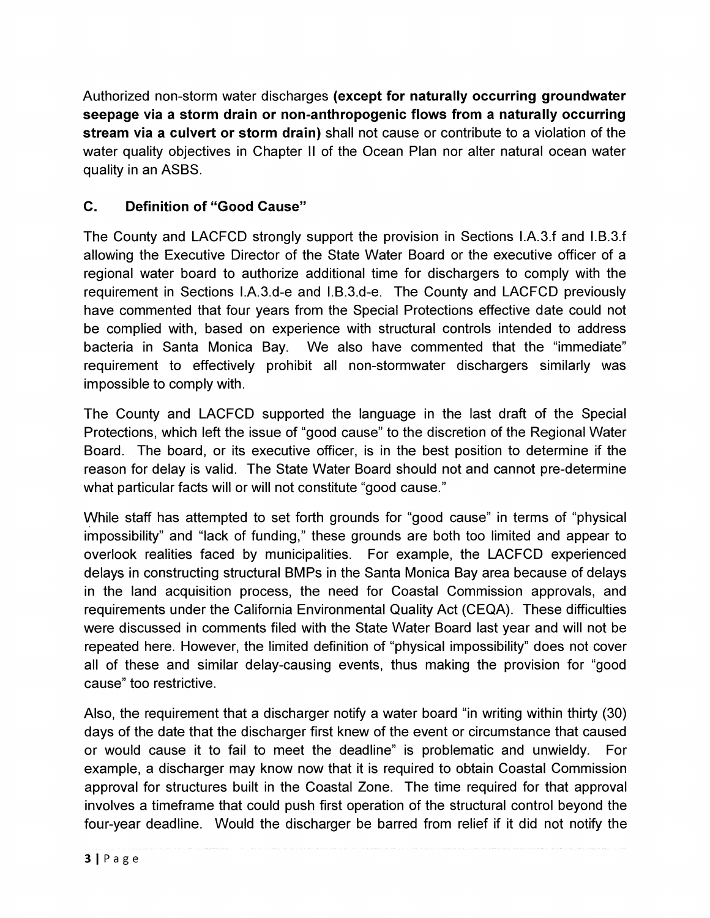Authorized non-storm water discharges **(except for naturally occurring groundwater seepage via a storm drain or non-anthropogenic flows from a naturally occurring stream via a culvert or storm drain)** shall not cause or contribute to a violation of the water quality objectives in Chapter II of the Ocean Plan nor alter natural ocean water quality in an ASBS.

## C. Definition of "Good Cause"

The County and LACFCD strongly support the provision in Sections I.A.3.f and I.B.3.f allowing the Executive Director of the State Water Board or the executive officer of a regional water board to authorize additional time for dischargers to comply with the requirement in Sections I.A.3.d-e and I.B.3.d-e. The County and LACFCD previously have commented that four years from the Special Protections effective date could not be complied with, based on experience with structural controls intended to address bacteria in Santa Monica Bay. We also have commented that the "immediate" requirement to effectively prohibit all non-stormwater dischargers similarly was impossible to comply with.

The County and LACFCD supported the language in the last draft of the Special Protections, which left the issue of "good cause" to the discretion of the Regional Water Board. The board, or its executive officer, is in the best position to determine if the reason for delay is valid. The State Water Board should not and cannot pre-determine what particular facts will or will not constitute "good cause."

While staff has attempted to set forth grounds for "good cause" in terms of "physical impossibility" and "lack of funding," these grounds are both too limited and appear to overlook realities faced by municipalities. For example, the LACFCD experienced delays in constructing structural BMPs in the Santa Monica Bay area because of delays in the land acquisition process, the need for Coastal Commission approvals, and requirements under the California Environmental Quality Act (CEQA). These difficulties were discussed in comments filed with the State Water Board last year and will not be repeated here. However, the limited definition of "physical impossibility" does not cover all of these and similar delay-causing events, thus making the provision for "good cause" too restrictive.

Also, the requirement that a discharger notify a water board "in writing within thirty (30) days of the date that the discharger first knew of the event or circumstance that caused or would cause it to fail to meet the deadline" is problematic and unwieldy. For example, a discharger may know now that it is required to obtain Coastal Commission approval for structures built in the Coastal Zone. The time required for that approval involves a timeframe that could push first operation of the structural control beyond the four-year deadline. Would the discharger be barred from relief if it did not notify the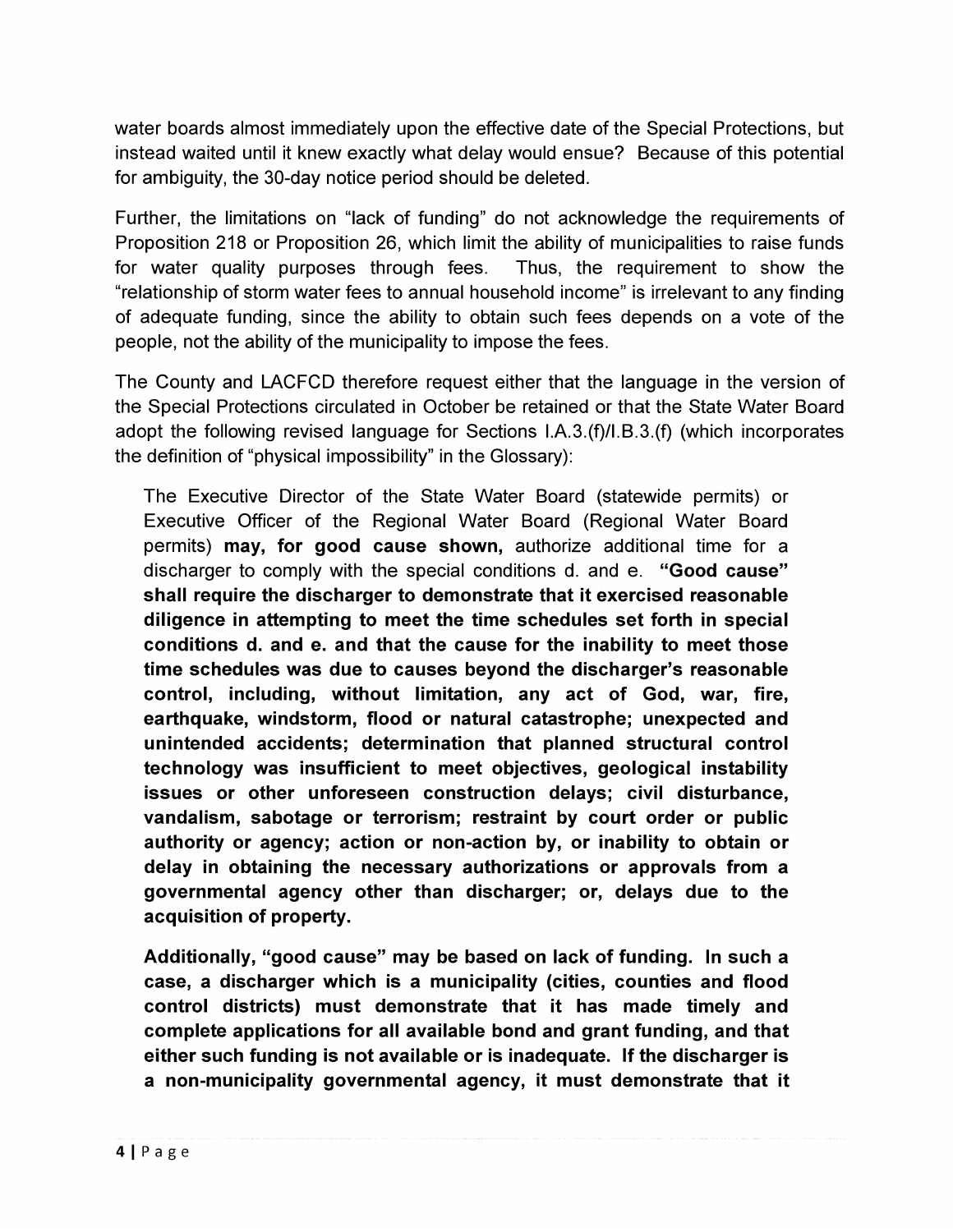water boards almost immediately upon the effective date of the Special Protections, but instead waited until it knew exactly what delay would ensue? Because of this potential for ambiguity, the 30-day notice period should be deleted.

Further, the limitations on "lack of funding" do not acknowledge the requirements of Proposition 218 or Proposition 26, which limit the ability of municipalities to raise funds for water quality purposes through fees. Thus, the requirement to show the "relationship of storm water fees to annual household income" is irrelevant to any finding of adequate funding, since the ability to obtain such fees depends on a vote of the people, not the ability of the municipality to impose the fees.

The County and LACFCD therefore request either that the language in the version of the Special Protections circulated in October be retained or that the State Water Board adopt the following revised language for Sections I.A.3.(f)/I.B.3.(f) (which incorporates the definition of "physical impossibility" in the Glossary):

> The Executive Director of the State Water Board (statewide permits) or Executive Officer of the Regional Water Board (Regional Water Board permits) **may, for good cause shown,** authorize additional time for a discharger to comply with the special conditions d. and e. **"Good cause" shall require the discharger to demonstrate that it exercised reasonable diligence in attempting to meet the time schedules set forth in special conditions d. and e. and that the cause for the inability to meet those time schedules was due to causes beyond the discharger's reasonable control, including, without limitation, any act of God, war, fire, earthquake, windstorm, flood or natural catastrophe; unexpected and unintended accidents; determination that planned structural control technology was insufficient to meet objectives, geological instability issues or other unforeseen construction delays; civil disturbance, vandalism, sabotage or terrorism; restraint by court order or public authority or agency; action or non-action by, or inability to obtain or delay in obtaining the necessary authorizations or approvals from a governmental agency other than discharger; or, delays due to the acquisition of property.**
>
> **Additionally, "good cause" may be based on lack of funding. In such a case, a discharger which is a municipality (cities, counties and flood control districts) must demonstrate that it has made timely and complete applications for all available bond and grant funding, and that either such funding is not available or is inadequate. If the discharger is a non-municipality governmental agency, it must demonstrate that it**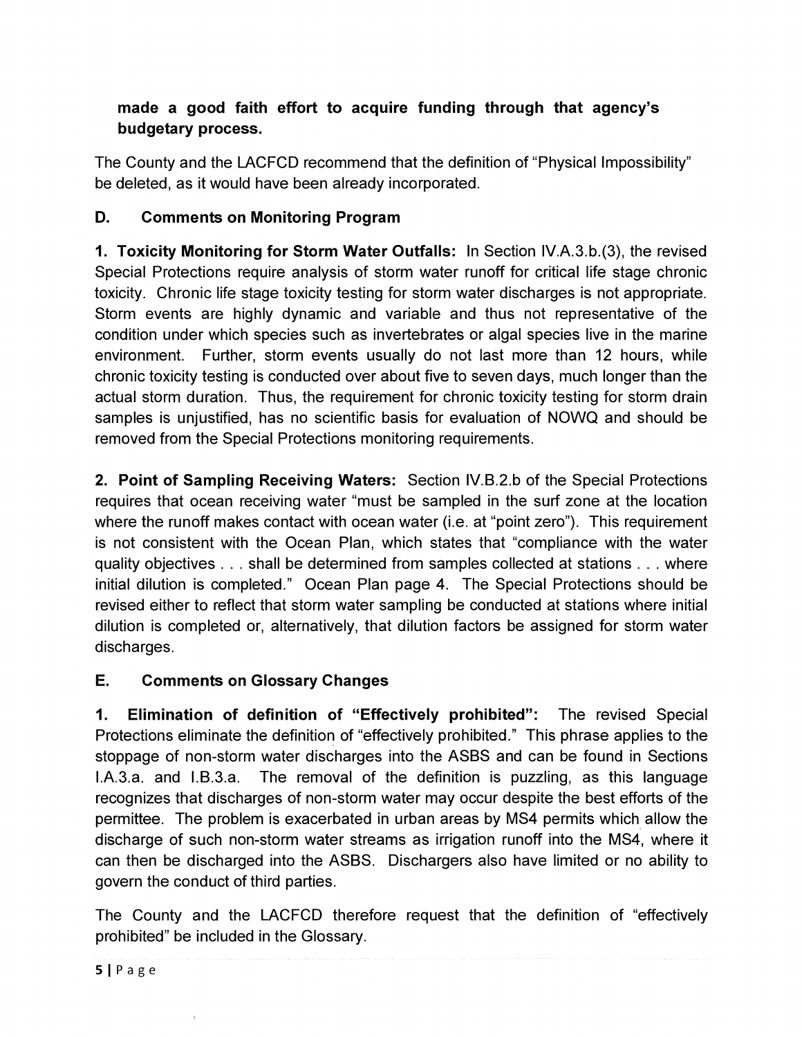**made a good faith effort to acquire funding through that agency's budgetary process.**

The County and the LACFCD recommend that the definition of "Physical Impossibility" be deleted, as it would have been already incorporated.

## D. Comments on Monitoring Program

**1. Toxicity Monitoring for Storm Water Outfalls:** In Section IV.A.3.b.(3), the revised Special Protections require analysis of storm water runoff for critical life stage chronic toxicity. Chronic life stage toxicity testing for storm water discharges is not appropriate. Storm events are highly dynamic and variable and thus not representative of the condition under which species such as invertebrates or algal species live in the marine environment. Further, storm events usually do not last more than 12 hours, while chronic toxicity testing is conducted over about five to seven days, much longer than the actual storm duration. Thus, the requirement for chronic toxicity testing for storm drain samples is unjustified, has no scientific basis for evaluation of NOWQ and should be removed from the Special Protections monitoring requirements.

**2. Point of Sampling Receiving Waters:** Section IV.B.2.b of the Special Protections requires that ocean receiving water "must be sampled in the surf zone at the location where the runoff makes contact with ocean water (i.e. at "point zero"). This requirement is not consistent with the Ocean Plan, which states that "compliance with the water quality objectives . . . shall be determined from samples collected at stations . . . where initial dilution is completed." Ocean Plan page 4. The Special Protections should be revised either to reflect that storm water sampling be conducted at stations where initial dilution is completed or, alternatively, that dilution factors be assigned for storm water discharges.

## E. Comments on Glossary Changes

**1. Elimination of definition of "Effectively prohibited":** The revised Special Protections eliminate the definition of "effectively prohibited." This phrase applies to the stoppage of non-storm water discharges into the ASBS and can be found in Sections I.A.3.a. and I.B.3.a. The removal of the definition is puzzling, as this language recognizes that discharges of non-storm water may occur despite the best efforts of the permittee. The problem is exacerbated in urban areas by MS4 permits which allow the discharge of such non-storm water streams as irrigation runoff into the MS4, where it can then be discharged into the ASBS. Dischargers also have limited or no ability to govern the conduct of third parties.

The County and the LACFCD therefore request that the definition of "effectively prohibited" be included in the Glossary.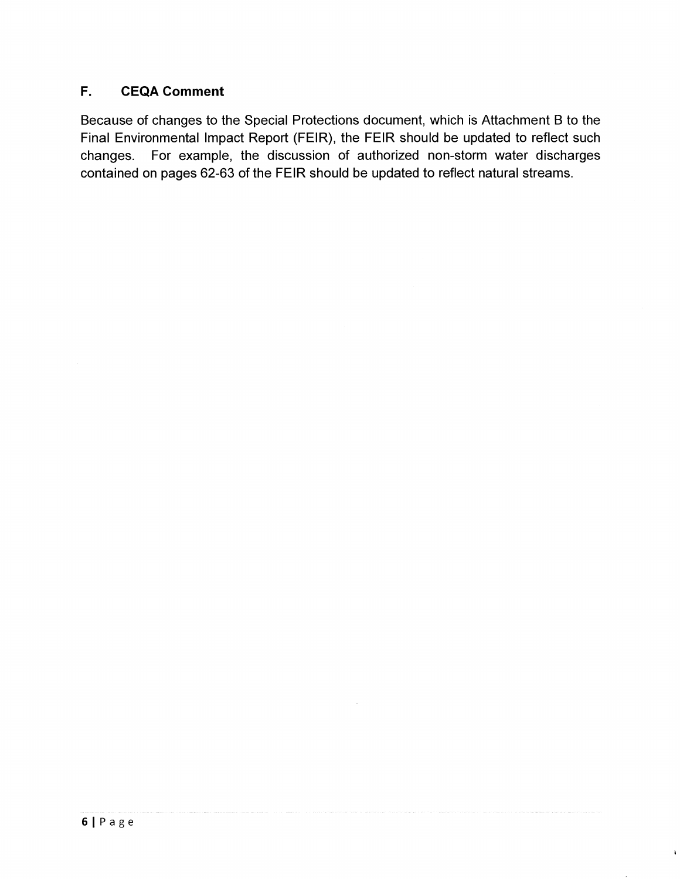## F. CEQA Comment

Because of changes to the Special Protections document, which is Attachment B to the Final Environmental Impact Report (FEIR), the FEIR should be updated to reflect such changes. For example, the discussion of authorized non-storm water discharges contained on pages 62-63 of the FEIR should be updated to reflect natural streams.